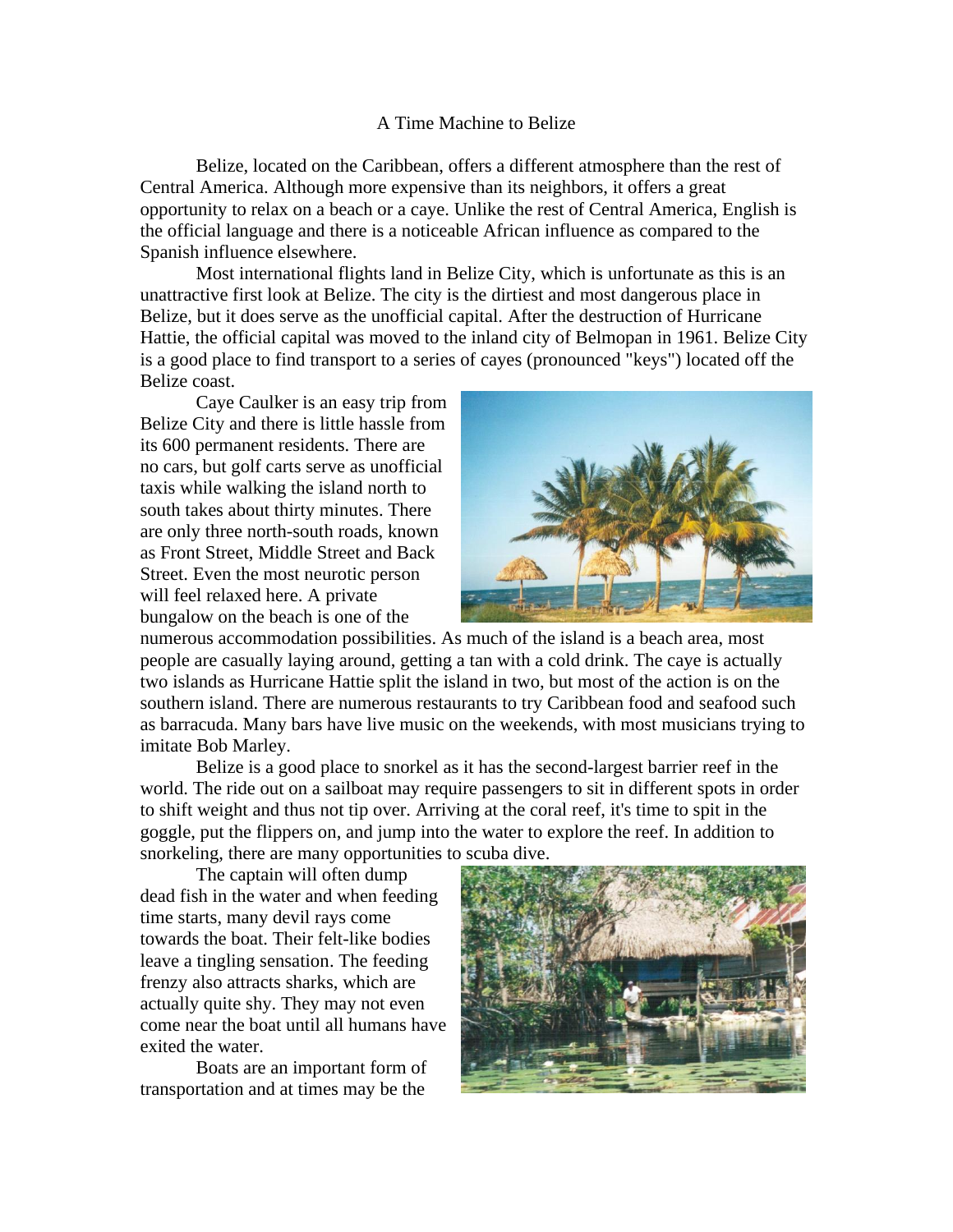# A Time Machine to Belize

Belize, located on the Caribbean, offers a different atmosphere than the rest of Central America. Although more expensive than its neighbors, it offers a great opportunity to relax on a beach or a caye. Unlike the rest of Central America, English is the official language and there is a noticeable African influence as compared to the Spanish influence elsewhere.

Most international flights land in Belize City, which is unfortunate as this is an unattractive first look at Belize. The city is the dirtiest and most dangerous place in Belize, but it does serve as the unofficial capital. After the destruction of Hurricane Hattie, the official capital was moved to the inland city of Belmopan in 1961. Belize City is a good place to find transport to a series of cayes (pronounced "keys") located off the Belize coast.

Caye Caulker is an easy trip from Belize City and there is little hassle from its 600 permanent residents. There are no cars, but golf carts serve as unofficial taxis while walking the island north to south takes about thirty minutes. There are only three north-south roads, known as Front Street, Middle Street and Back Street. Even the most neurotic person will feel relaxed here. A private bungalow on the beach is one of the numerous accommodation possibilities. As much of the island is a beach area, most people are casually laying around, getting a tan with a cold drink. The caye is actually two islands as Hurricane Hattie split the island in two, but most of the action is on the southern island. There are numerous restaurants to try Caribbean food and seafood such as barracuda. Many bars have live music on the weekends, with most musicians trying to imitate Bob Marley.

Belize is a good place to snorkel as it has the second-largest barrier reef in the world. The ride out on a sailboat may require passengers to sit in different spots in order to shift weight and thus not tip over. Arriving at the coral reef, it's time to spit in the goggle, put the flippers on, and jump into the water to explore the reef. In addition to snorkeling, there are many opportunities to scuba dive.

The captain will often dump dead fish in the water and when feeding time starts, many devil rays come towards the boat. Their felt-like bodies leave a tingling sensation. The feeding frenzy also attracts sharks, which are actually quite shy. They may not even come near the boat until all humans have exited the water.

Boats are an important form of transportation and at times may be the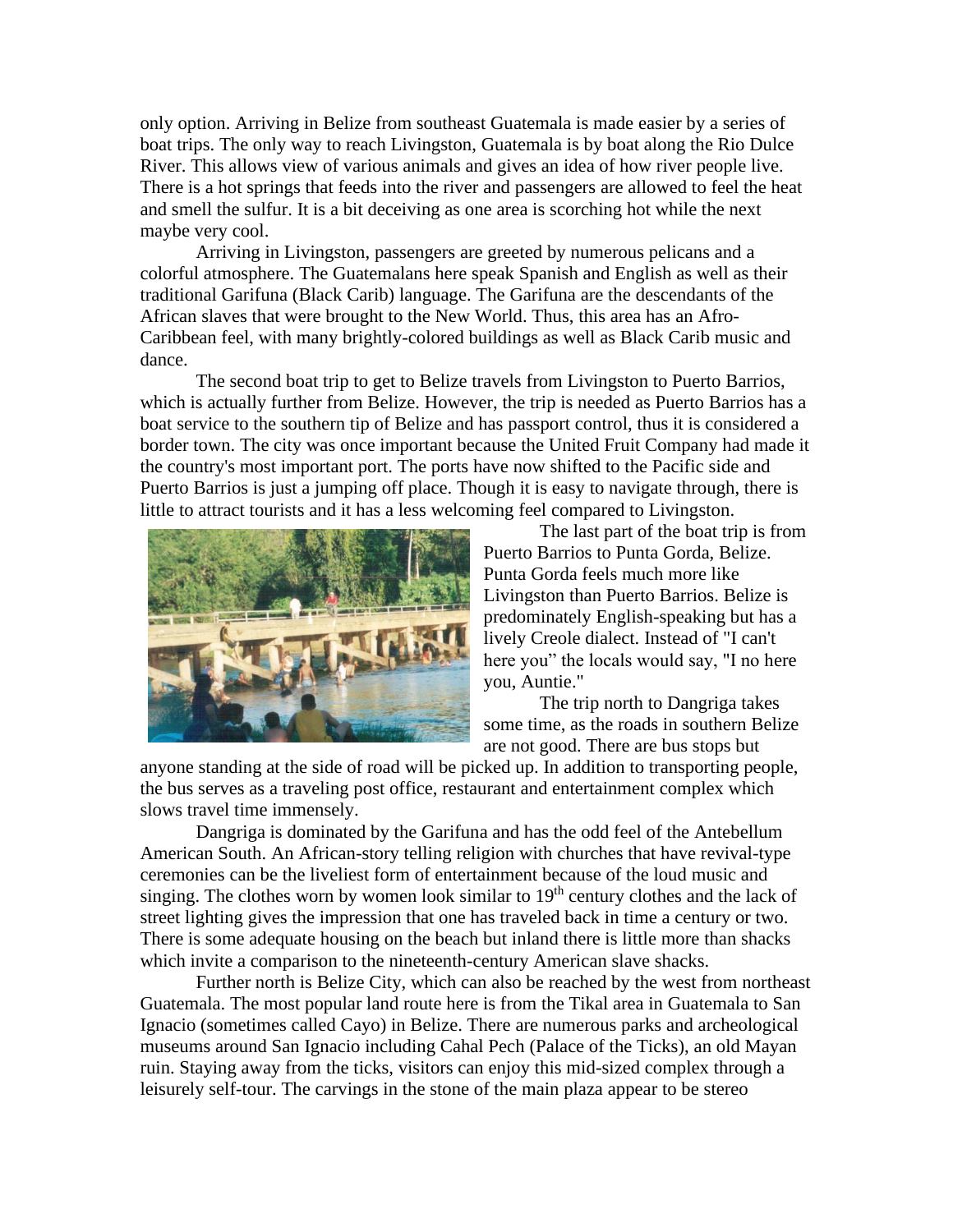only option. Arriving in Belize from southeast Guatemala is made easier by a series of boat trips. The only way to reach Livingston, Guatemala is by boat along the Rio Dulce River. This allows view of various animals and gives an idea of how river people live. There is a hot springs that feeds into the river and passengers are allowed to feel the heat and smell the sulfur. It is a bit deceiving as one area is scorching hot while the next maybe very cool.

Arriving in Livingston, passengers are greeted by numerous pelicans and a colorful atmosphere. The Guatemalans here speak Spanish and English as well as their traditional Garifuna (Black Carib) language. The Garifuna are the descendants of the African slaves that were brought to the New World. Thus, this area has an Afro-Caribbean feel, with many brightly-colored buildings as well as Black Carib music and dance.

The second boat trip to get to Belize travels from Livingston to Puerto Barrios, which is actually further from Belize. However, the trip is needed as Puerto Barrios has a boat service to the southern tip of Belize and has passport control, thus it is considered a border town. The city was once important because the United Fruit Company had made it the country's most important port. The ports have now shifted to the Pacific side and Puerto Barrios is just a jumping off place. Though it is easy to navigate through, there is little to attract tourists and it has a less welcoming feel compared to Livingston.

The last part of the boat trip is from Puerto Barrios to Punta Gorda, Belize. Punta Gorda feels much more like Livingston than Puerto Barrios. Belize is predominately English-speaking but has a lively Creole dialect. Instead of "I can't here you" the locals would say, "I no here you, Auntie."

The trip north to Dangriga takes some time, as the roads in southern Belize are not good. There are bus stops but anyone standing at the side of road will be picked up. In addition to transporting people, the bus serves as a traveling post office, restaurant and entertainment complex which slows travel time immensely.

Dangriga is dominated by the Garifuna and has the odd feel of the Antebellum American South. An African-story telling religion with churches that have revival-type ceremonies can be the liveliest form of entertainment because of the loud music and singing. The clothes worn by women look similar to 19th century clothes and the lack of street lighting gives the impression that one has traveled back in time a century or two. There is some adequate housing on the beach but inland there is little more than shacks which invite a comparison to the nineteenth-century American slave shacks.

Further north is Belize City, which can also be reached by the west from northeast Guatemala. The most popular land route here is from the Tikal area in Guatemala to San Ignacio (sometimes called Cayo) in Belize. There are numerous parks and archeological museums around San Ignacio including Cahal Pech (Palace of the Ticks), an old Mayan ruin. Staying away from the ticks, visitors can enjoy this mid-sized complex through a leisurely self-tour. The carvings in the stone of the main plaza appear to be stereo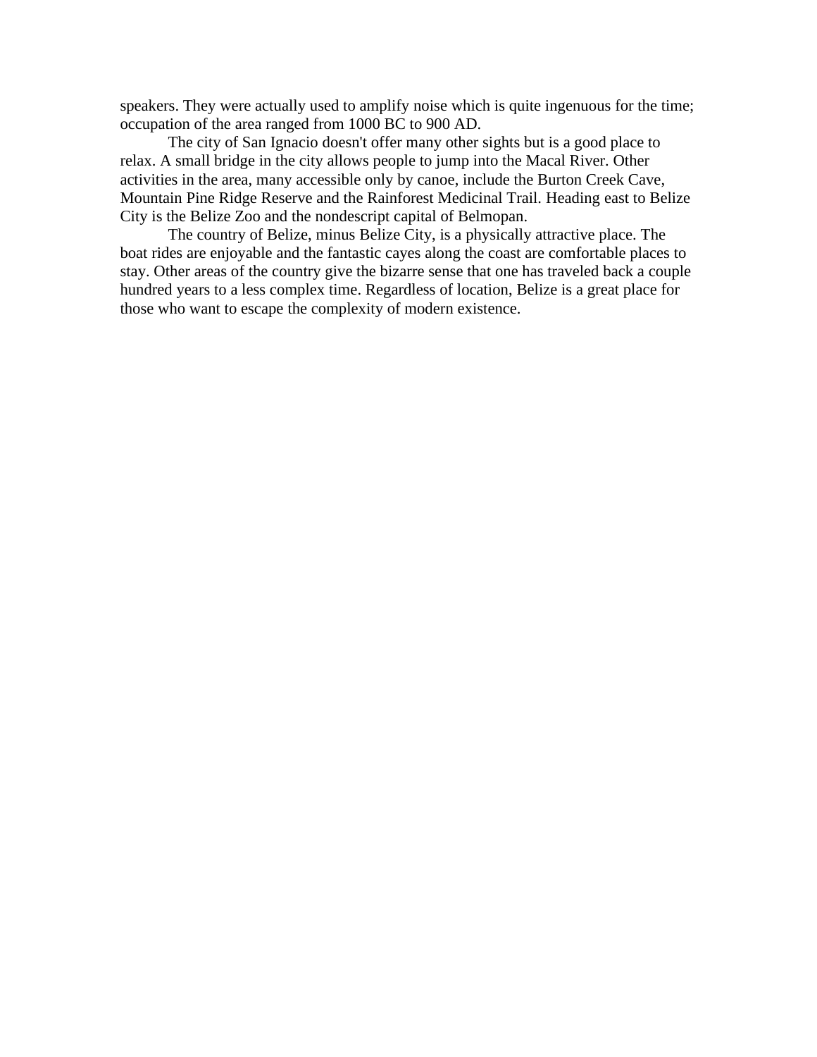speakers. They were actually used to amplify noise which is quite ingenuous for the time; occupation of the area ranged from 1000 BC to 900 AD.

The city of San Ignacio doesn't offer many other sights but is a good place to relax. A small bridge in the city allows people to jump into the Macal River. Other activities in the area, many accessible only by canoe, include the Burton Creek Cave, Mountain Pine Ridge Reserve and the Rainforest Medicinal Trail. Heading east to Belize City is the Belize Zoo and the nondescript capital of Belmopan.

The country of Belize, minus Belize City, is a physically attractive place. The boat rides are enjoyable and the fantastic cayes along the coast are comfortable places to stay. Other areas of the country give the bizarre sense that one has traveled back a couple hundred years to a less complex time. Regardless of location, Belize is a great place for those who want to escape the complexity of modern existence.